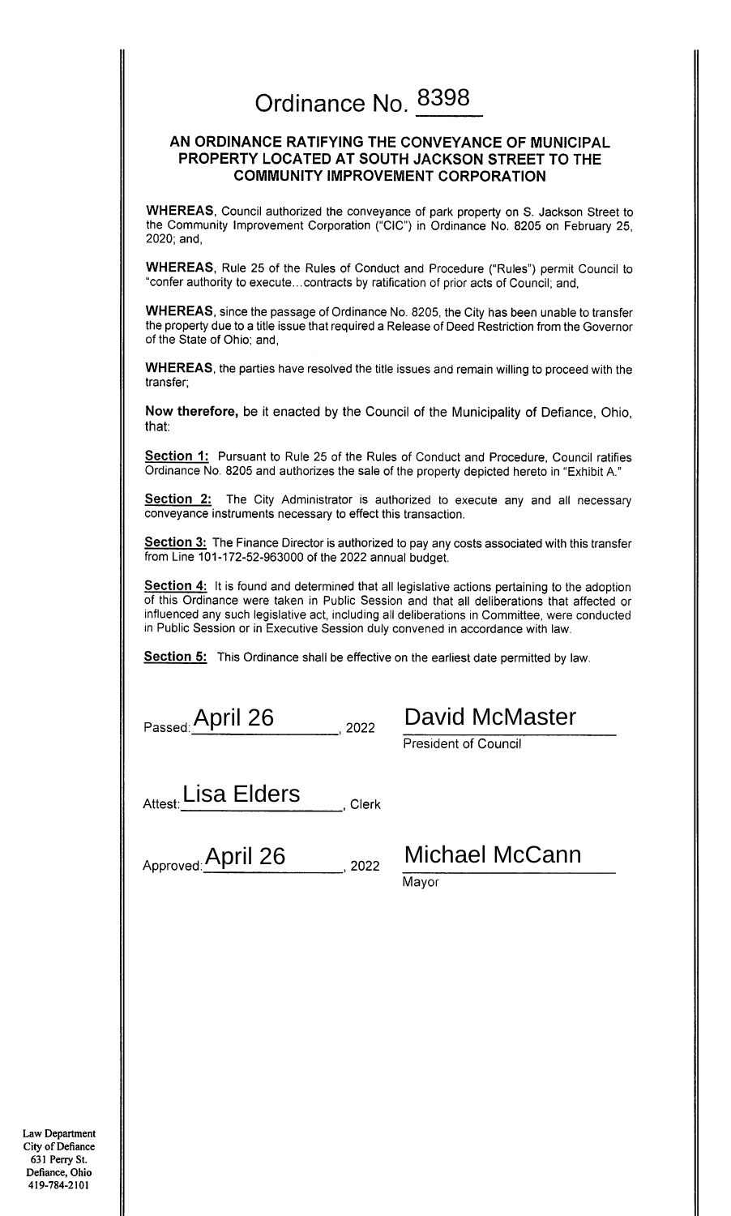# Ordinance No. 8398

## AN ORDINANCE RATIFYING THE CONVEYANCE OF MUNICIPAL PROPERTY LOCATED AT SOUTH JACKSON STREET TO THE COMMUNITY IMPROVEMENT CORPORATION

**WHEREAS,** Council authorized the conveyance of park property on S. Jackson Street to the Community Improvement Corporation ("CIC") in Ordinance No. 8205 on February 25, 2020; and,

**WHEREAS,** Rule 25 of the Rules of Conduct and Procedure ("Rules") permit Council to "confer authority to execute…contracts by ratification of prior acts of Council; and,

**WHEREAS,** since the passage of Ordinance No. 8205, the City has been unable to transfer the property due to a title issue that required a Release of Deed Restriction from the Governor of the State of Ohio; and,

**WHEREAS,** the parties have resolved the title issues and remain willing to proceed with the transfer;

**Now therefore,** be it enacted by the Council of the Municipality of Defiance, Ohio, that:

**Section 1:** Pursuant to Rule 25 of the Rules of Conduct and Procedure, Council ratifies Ordinance No. 8205 and authorizes the sale of the property depicted hereto in "Exhibit A."

**Section 2:** The City Administrator is authorized to execute any and all necessary conveyance instruments necessary to effect this transaction.

**Section 3:** The Finance Director is authorized to pay any costs associated with this transfer from Line 101-172-52-963000 of the 2022 annual budget.

**Section 4:** It is found and determined that all legislative actions pertaining to the adoption of this Ordinance were taken in Public Session and that all deliberations that affected or influenced any such legislative act, including all deliberations in Committee, were conducted in Public Session or in Executive Session duly convened in accordance with law.

**Section 5:** This Ordinance shall be effective on the earliest date permitted by law.

Passed: April 26, 2022

David McMaster
President of Council

Attest: Lisa Elders, Clerk

Approved: April 26, 2022

Michael McCann
Mayor

Law Department
City of Defiance
631 Perry St.
Defiance, Ohio
419-784-2101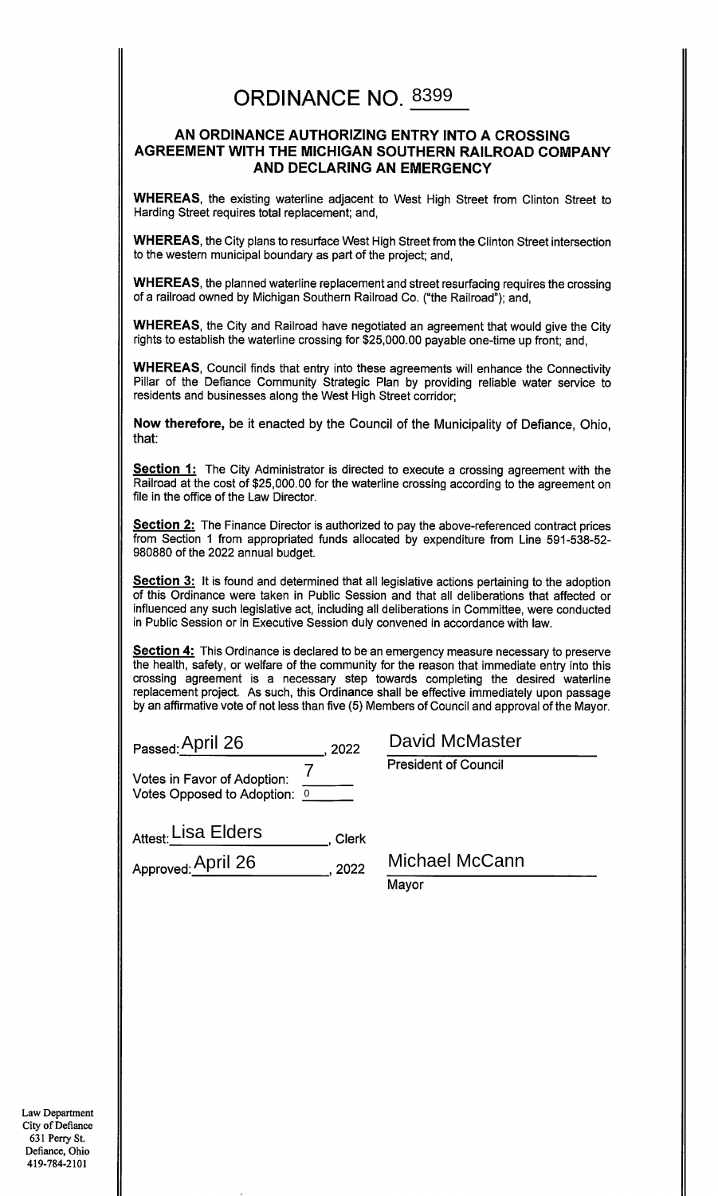# ORDINANCE NO. 8399

## AN ORDINANCE AUTHORIZING ENTRY INTO A CROSSING AGREEMENT WITH THE MICHIGAN SOUTHERN RAILROAD COMPANY AND DECLARING AN EMERGENCY

**WHEREAS**, the existing waterline adjacent to West High Street from Clinton Street to Harding Street requires total replacement; and,

**WHEREAS**, the City plans to resurface West High Street from the Clinton Street intersection to the western municipal boundary as part of the project; and,

**WHEREAS**, the planned waterline replacement and street resurfacing requires the crossing of a railroad owned by Michigan Southern Railroad Co. ("the Railroad"); and,

**WHEREAS**, the City and Railroad have negotiated an agreement that would give the City rights to establish the waterline crossing for $25,000.00 payable one-time up front; and,

**WHEREAS**, Council finds that entry into these agreements will enhance the Connectivity Pillar of the Defiance Community Strategic Plan by providing reliable water service to residents and businesses along the West High Street corridor;

**Now therefore,** be it enacted by the Council of the Municipality of Defiance, Ohio, that:

**Section 1:** The City Administrator is directed to execute a crossing agreement with the Railroad at the cost of $25,000.00 for the waterline crossing according to the agreement on file in the office of the Law Director.

**Section 2:** The Finance Director is authorized to pay the above-referenced contract prices from Section 1 from appropriated funds allocated by expenditure from Line 591-538-52-980880 of the 2022 annual budget.

**Section 3:** It is found and determined that all legislative actions pertaining to the adoption of this Ordinance were taken in Public Session and that all deliberations that affected or influenced any such legislative act, including all deliberations in Committee, were conducted in Public Session or in Executive Session duly convened in accordance with law.

**Section 4:** This Ordinance is declared to be an emergency measure necessary to preserve the health, safety, or welfare of the community for the reason that immediate entry into this crossing agreement is a necessary step towards completing the desired waterline replacement project. As such, this Ordinance shall be effective immediately upon passage by an affirmative vote of not less than five (5) Members of Council and approval of the Mayor.

Passed: April 26, 2022

Votes in Favor of Adoption: 7

Votes Opposed to Adoption: 0

David McMaster
President of Council

Attest: Lisa Elders, Clerk

Approved: April 26, 2022

Michael McCann
Mayor

Law Department
City of Defiance
631 Perry St.
Defiance, Ohio
419-784-2101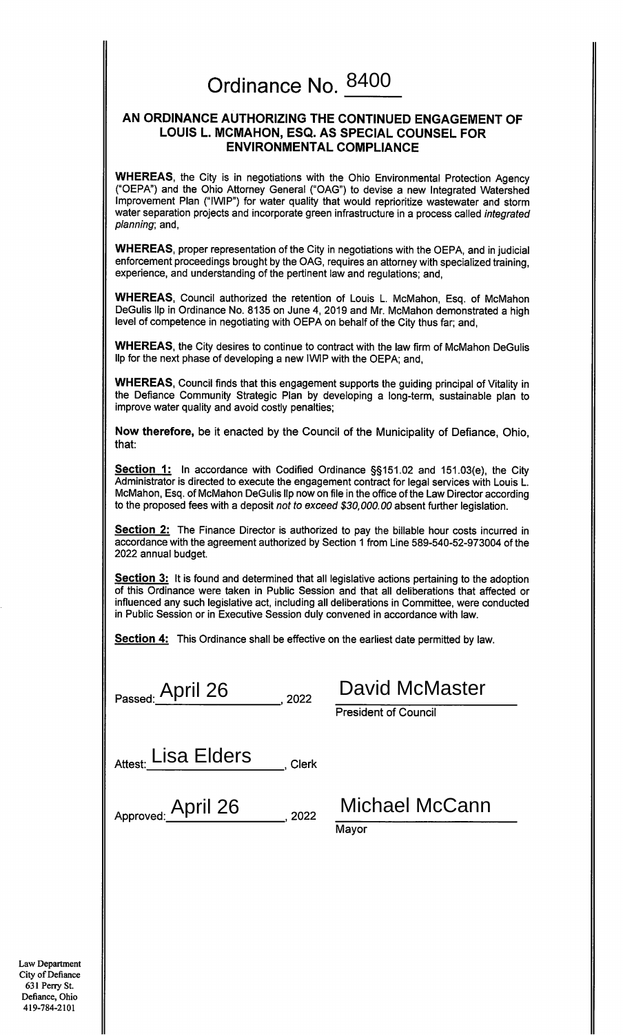# Ordinance No. 8400

## AN ORDINANCE AUTHORIZING THE CONTINUED ENGAGEMENT OF LOUIS L. MCMAHON, ESQ. AS SPECIAL COUNSEL FOR ENVIRONMENTAL COMPLIANCE

**WHEREAS**, the City is in negotiations with the Ohio Environmental Protection Agency ("OEPA") and the Ohio Attorney General ("OAG") to devise a new Integrated Watershed Improvement Plan ("IWIP") for water quality that would reprioritize wastewater and storm water separation projects and incorporate green infrastructure in a process called *integrated planning*; and,

**WHEREAS**, proper representation of the City in negotiations with the OEPA, and in judicial enforcement proceedings brought by the OAG, requires an attorney with specialized training, experience, and understanding of the pertinent law and regulations; and,

**WHEREAS**, Council authorized the retention of Louis L. McMahon, Esq. of McMahon DeGulis llp in Ordinance No. 8135 on June 4, 2019 and Mr. McMahon demonstrated a high level of competence in negotiating with OEPA on behalf of the City thus far; and,

**WHEREAS**, the City desires to continue to contract with the law firm of McMahon DeGulis llp for the next phase of developing a new IWIP with the OEPA; and,

**WHEREAS**, Council finds that this engagement supports the guiding principal of Vitality in the Defiance Community Strategic Plan by developing a long-term, sustainable plan to improve water quality and avoid costly penalties;

**Now therefore,** be it enacted by the Council of the Municipality of Defiance, Ohio, that:

**Section 1:** In accordance with Codified Ordinance §§151.02 and 151.03(e), the City Administrator is directed to execute the engagement contract for legal services with Louis L. McMahon, Esq. of McMahon DeGulis llp now on file in the office of the Law Director according to the proposed fees with a deposit *not to exceed $30,000.00* absent further legislation.

**Section 2:** The Finance Director is authorized to pay the billable hour costs incurred in accordance with the agreement authorized by Section 1 from Line 589-540-52-973004 of the 2022 annual budget.

**Section 3:** It is found and determined that all legislative actions pertaining to the adoption of this Ordinance were taken in Public Session and that all deliberations that affected or influenced any such legislative act, including all deliberations in Committee, were conducted in Public Session or in Executive Session duly convened in accordance with law.

**Section 4:** This Ordinance shall be effective on the earliest date permitted by law.

Passed: April 26, 2022

David McMaster
President of Council

Attest: Lisa Elders, Clerk

Approved: April 26, 2022

Michael McCann
Mayor

Law Department
City of Defiance
631 Perry St.
Defiance, Ohio
419-784-2101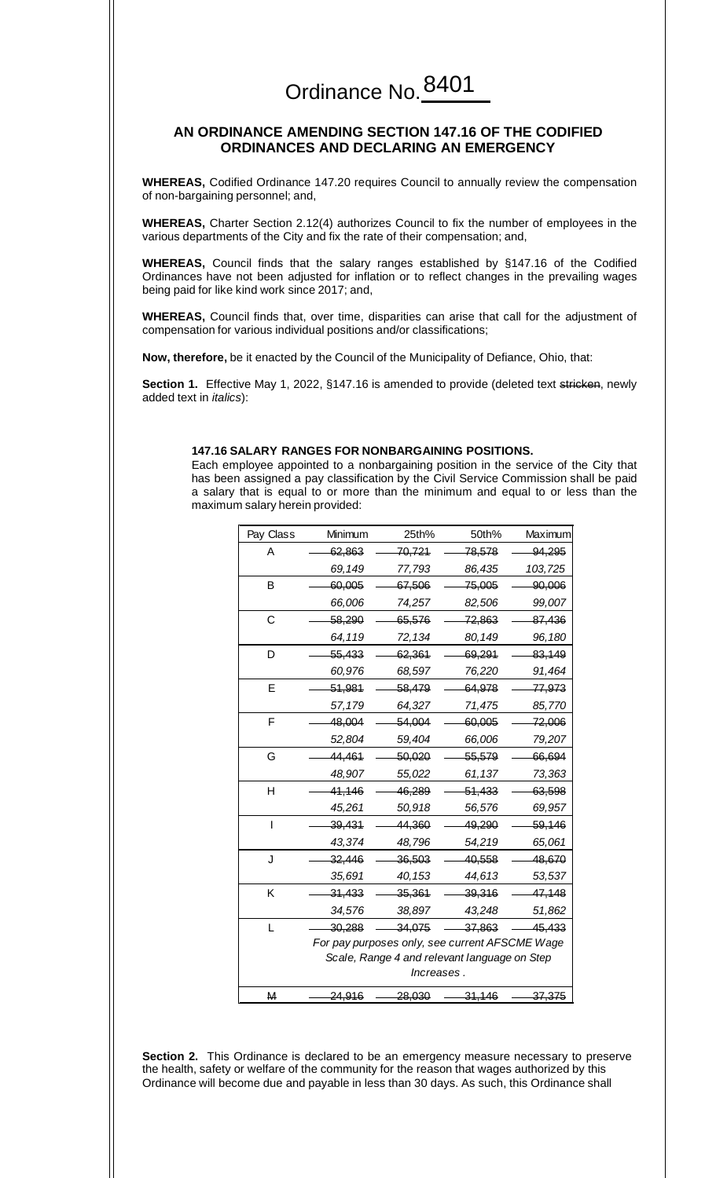# Ordinance No. 8401

## AN ORDINANCE AMENDING SECTION 147.16 OF THE CODIFIED ORDINANCES AND DECLARING AN EMERGENCY

**WHEREAS,** Codified Ordinance 147.20 requires Council to annually review the compensation of non-bargaining personnel; and,

**WHEREAS,** Charter Section 2.12(4) authorizes Council to fix the number of employees in the various departments of the City and fix the rate of their compensation; and,

**WHEREAS,** Council finds that the salary ranges established by §147.16 of the Codified Ordinances have not been adjusted for inflation or to reflect changes in the prevailing wages being paid for like kind work since 2017; and,

**WHEREAS,** Council finds that, over time, disparities can arise that call for the adjustment of compensation for various individual positions and/or classifications;

**Now, therefore,** be it enacted by the Council of the Municipality of Defiance, Ohio, that:

**Section 1.** Effective May 1, 2022, §147.16 is amended to provide (deleted text ~~stricken~~, newly added text in *italics*):

**147.16 SALARY RANGES FOR NONBARGAINING POSITIONS.**

Each employee appointed to a nonbargaining position in the service of the City that has been assigned a pay classification by the Civil Service Commission shall be paid a salary that is equal to or more than the minimum and equal to or less than the maximum salary herein provided:

| Pay Class | Minimum | 25th% | 50th% | Maximum |
|---|---|---|---|---|
| A | ~~62,863~~ | ~~70,721~~ | ~~78,578~~ | ~~94,295~~ |
| | *69,149* | *77,793* | *86,435* | *103,725* |
| B | ~~60,005~~ | ~~67,506~~ | ~~75,005~~ | ~~90,006~~ |
| | *66,006* | *74,257* | *82,506* | *99,007* |
| C | ~~58,290~~ | ~~65,576~~ | ~~72,863~~ | ~~87,436~~ |
| | *64,119* | *72,134* | *80,149* | *96,180* |
| D | ~~55,433~~ | ~~62,361~~ | ~~69,291~~ | ~~83,149~~ |
| | *60,976* | *68,597* | *76,220* | *91,464* |
| E | ~~51,981~~ | ~~58,479~~ | ~~64,978~~ | ~~77,973~~ |
| | *57,179* | *64,327* | *71,475* | *85,770* |
| F | ~~48,004~~ | ~~54,004~~ | ~~60,005~~ | ~~72,006~~ |
| | *52,804* | *59,404* | *66,006* | *79,207* |
| G | ~~44,461~~ | ~~50,020~~ | ~~55,579~~ | ~~66,694~~ |
| | *48,907* | *55,022* | *61,137* | *73,363* |
| H | ~~41,146~~ | ~~46,289~~ | ~~51,433~~ | ~~63,598~~ |
| | *45,261* | *50,918* | *56,576* | *69,957* |
| I | ~~39,431~~ | ~~44,360~~ | ~~49,290~~ | ~~59,146~~ |
| | *43,374* | *48,796* | *54,219* | *65,061* |
| J | ~~32,446~~ | ~~36,503~~ | ~~40,558~~ | ~~48,670~~ |
| | *35,691* | *40,153* | *44,613* | *53,537* |
| K | ~~31,433~~ | ~~35,361~~ | ~~39,316~~ | ~~47,148~~ |
| | *34,576* | *38,897* | *43,248* | *51,862* |
| L | ~~30,288~~ | ~~34,075~~ | ~~37,863~~ | ~~45,433~~ |
| | *For pay purposes only, see current AFSCME Wage Scale, Range 4 and relevant language on Step Increases.* | | | |
| ~~M~~ | ~~24,916~~ | ~~28,030~~ | ~~31,146~~ | ~~37,375~~ |

**Section 2.** This Ordinance is declared to be an emergency measure necessary to preserve the health, safety or welfare of the community for the reason that wages authorized by this Ordinance will become due and payable in less than 30 days. As such, this Ordinance shall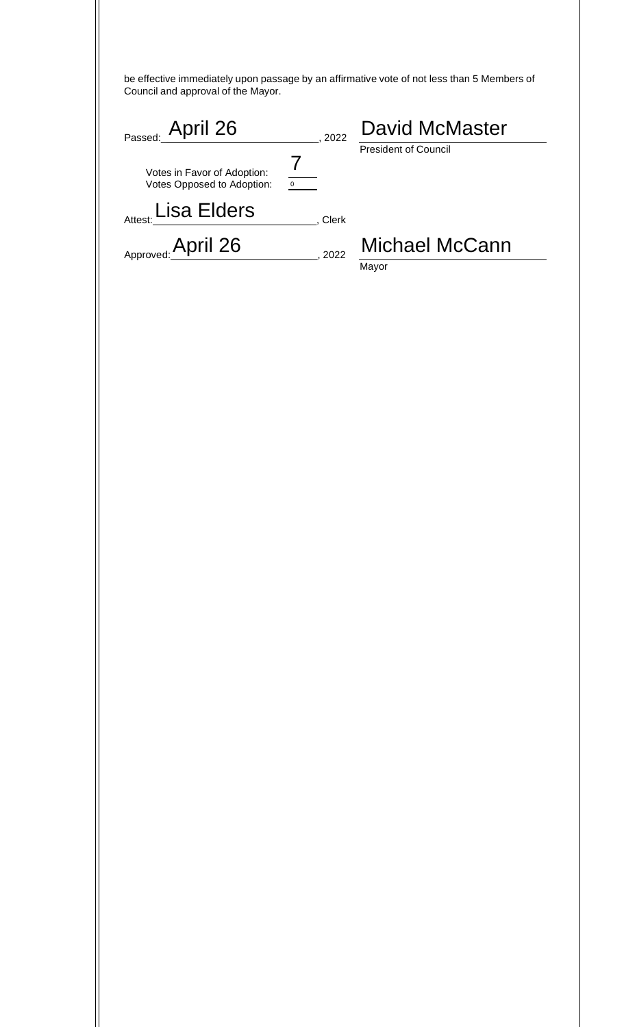be effective immediately upon passage by an affirmative vote of not less than 5 Members of Council and approval of the Mayor.

Passed: April 26, 2022

David McMaster
President of Council

Votes in Favor of Adoption: 7
Votes Opposed to Adoption: 0

Attest: Lisa Elders, Clerk

Approved: April 26, 2022

Michael McCann
Mayor